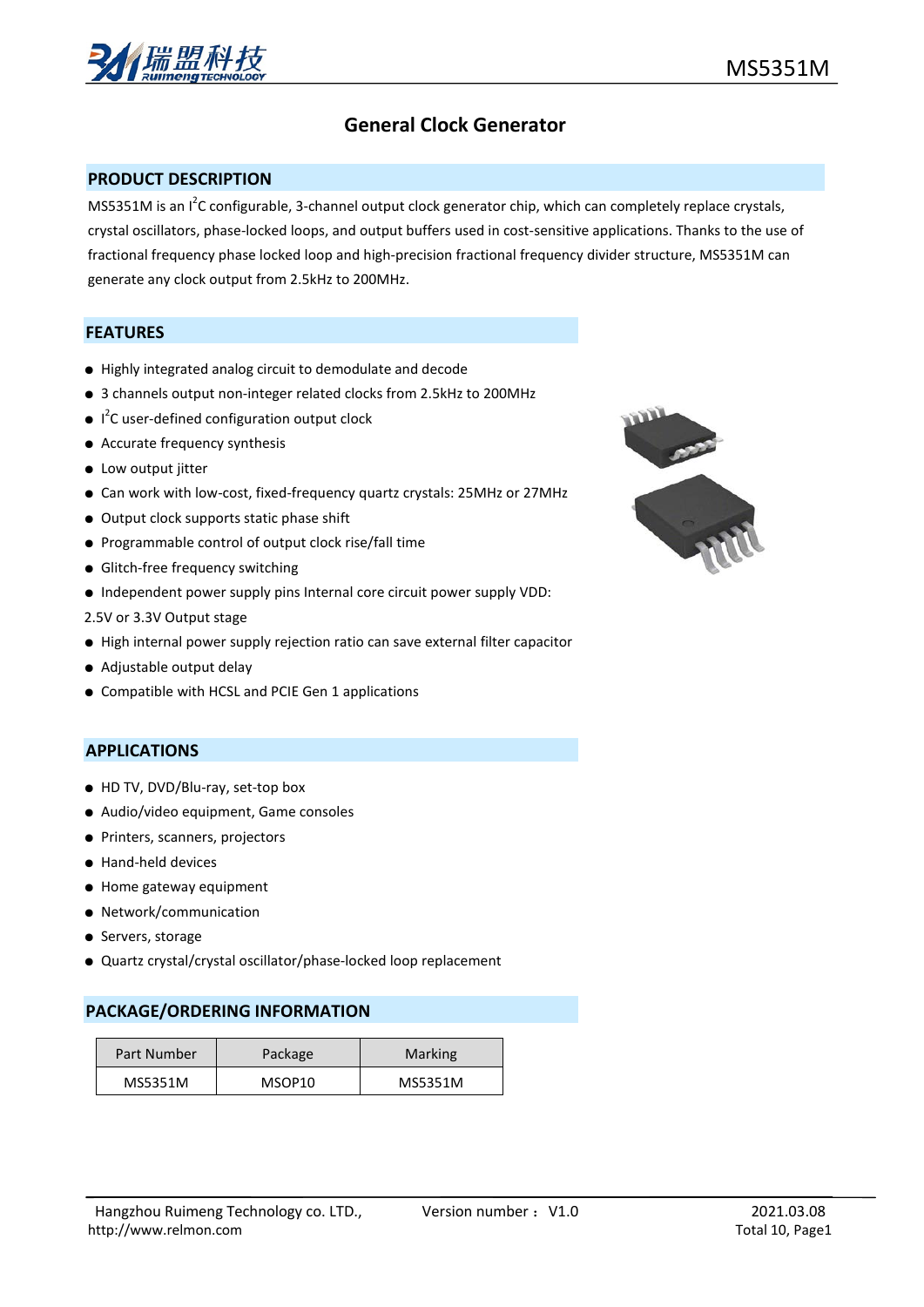# General Clock Generator

## PRODUCT DESCRIPTION

MS5351M is an I$^2$C configurable, 3-channel output clock generator chip, which can completely replace crystals, crystal oscillators, phase-locked loops, and output buffers used in cost-sensitive applications. Thanks to the use of fractional frequency phase locked loop and high-precision fractional frequency divider structure, MS5351M can generate any clock output from 2.5kHz to 200MHz.

## FEATURES

- Highly integrated analog circuit to demodulate and decode
- 3 channels output non-integer related clocks from 2.5kHz to 200MHz
- I$^2$C user-defined configuration output clock
- Accurate frequency synthesis
- Low output jitter
- Can work with low-cost, fixed-frequency quartz crystals: 25MHz or 27MHz
- Output clock supports static phase shift
- Programmable control of output clock rise/fall time
- Glitch-free frequency switching
- Independent power supply pins Internal core circuit power supply VDD:

2.5V or 3.3V Output stage

- High internal power supply rejection ratio can save external filter capacitor
- Adjustable output delay
- Compatible with HCSL and PCIE Gen 1 applications

## APPLICATIONS

- HD TV, DVD/Blu-ray, set-top box
- Audio/video equipment, Game consoles
- Printers, scanners, projectors
- Hand-held devices
- Home gateway equipment
- Network/communication
- Servers, storage
- Quartz crystal/crystal oscillator/phase-locked loop replacement

## PACKAGE/ORDERING INFORMATION

| Part Number | Package | Marking |
|---|---|---|
| MS5351M | MSOP10 | MS5351M |

Hangzhou Ruimeng Technology co. LTD., http://www.relmon.com    Version number：V1.0    2021.03.08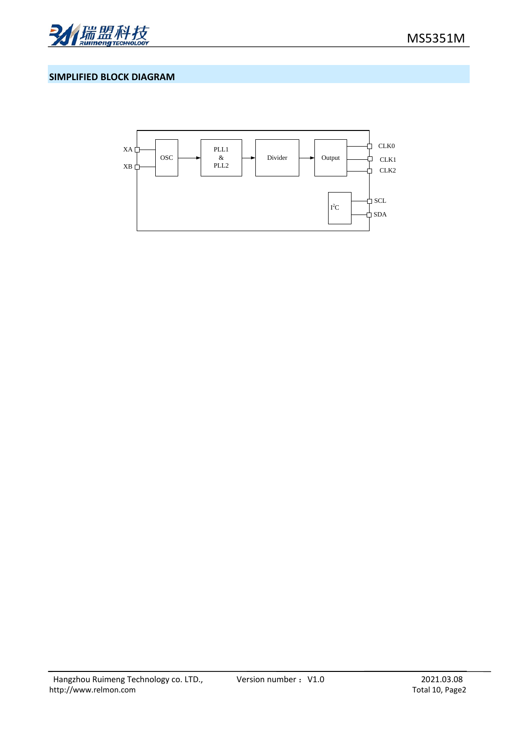## SIMPLIFIED BLOCK DIAGRAM

XA
XB
OSC
PLL1
&
PLL2
Divider
Output
CLK0
CLK1
CLK2
I²C
SCL
SDA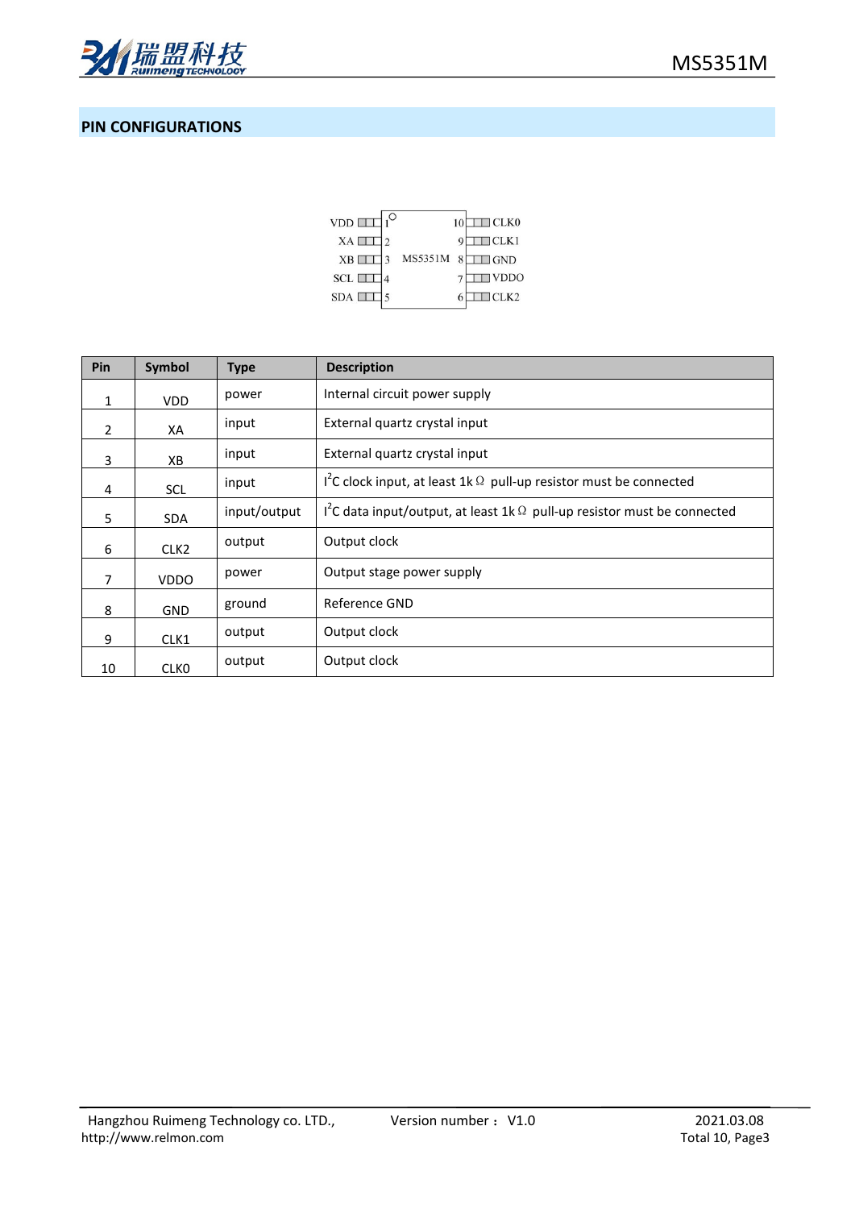## PIN CONFIGURATIONS

| Pin | Symbol | Type | Description |
|---|---|---|---|
| 1 | VDD | power | Internal circuit power supply |
| 2 | XA | input | External quartz crystal input |
| 3 | XB | input | External quartz crystal input |
| 4 | SCL | input | $I^2C$ clock input, at least 1kΩ pull-up resistor must be connected |
| 5 | SDA | input/output | $I^2C$ data input/output, at least 1kΩ pull-up resistor must be connected |
| 6 | CLK2 | output | Output clock |
| 7 | VDDO | power | Output stage power supply |
| 8 | GND | ground | Reference GND |
| 9 | CLK1 | output | Output clock |
| 10 | CLK0 | output | Output clock |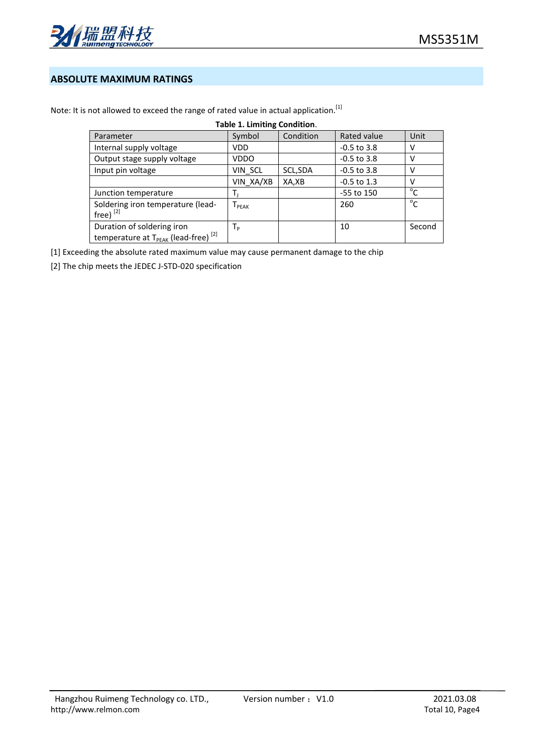## ABSOLUTE MAXIMUM RATINGS

Note: It is not allowed to exceed the range of rated value in actual application.[1]

**Table 1. Limiting Condition**.

| Parameter | Symbol | Condition | Rated value | Unit |
|---|---|---|---|---|
| Internal supply voltage | VDD | | -0.5 to 3.8 | V |
| Output stage supply voltage | VDDO | | -0.5 to 3.8 | V |
| Input pin voltage | VIN_SCL | SCL,SDA | -0.5 to 3.8 | V |
| | VIN_XA/XB | XA,XB | -0.5 to 1.3 | V |
| Junction temperature | $T_J$ | | -55 to 150 | °C |
| Soldering iron temperature (lead-free) [2] | $T_{PEAK}$ | | 260 | °C |
| Duration of soldering iron temperature at $T_{PEAK}$ (lead-free) [2] | $T_P$ | | 10 | Second |

[1] Exceeding the absolute rated maximum value may cause permanent damage to the chip

[2] The chip meets the JEDEC J-STD-020 specification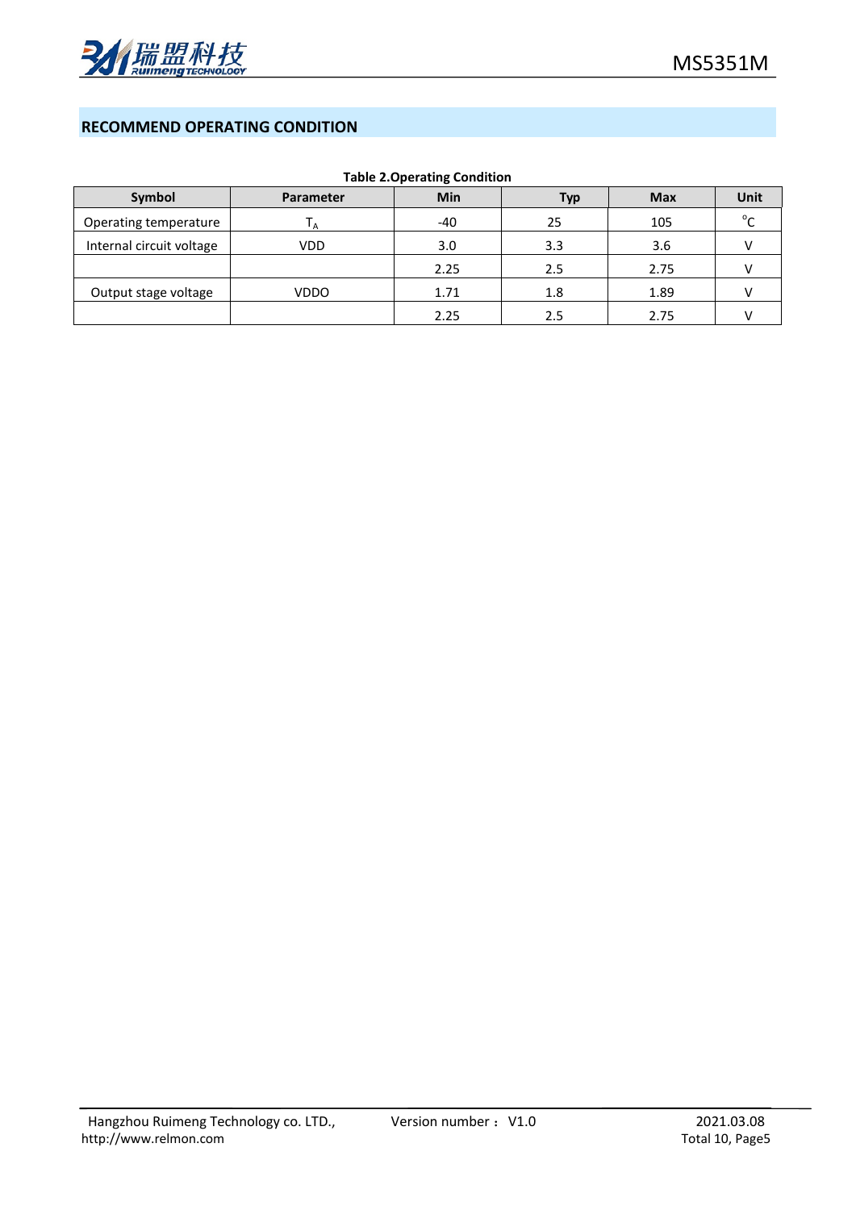## RECOMMEND OPERATING CONDITION

**Table 2.Operating Condition**

| Symbol | Parameter | Min | Typ | Max | Unit |
|---|---|---|---|---|---|
| Operating temperature | $T_A$ | -40 | 25 | 105 | °C |
| Internal circuit voltage | VDD | 3.0 | 3.3 | 3.6 | V |
| | | 2.25 | 2.5 | 2.75 | V |
| Output stage voltage | VDDO | 1.71 | 1.8 | 1.89 | V |
| | | 2.25 | 2.5 | 2.75 | V |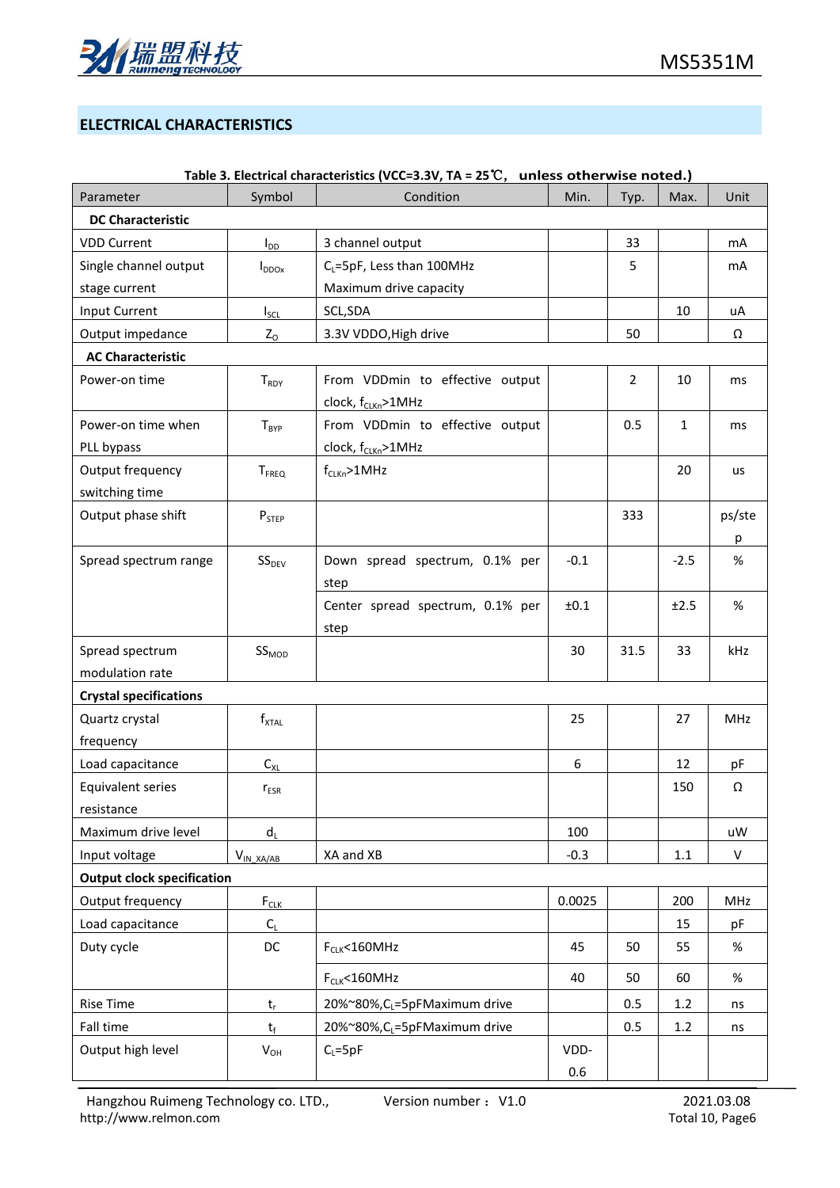## ELECTRICAL CHARACTERISTICS

**Table 3. Electrical characteristics (VCC=3.3V, TA = 25℃, unless otherwise noted.)**

| Parameter | Symbol | Condition | Min. | Typ. | Max. | Unit |
|---|---|---|---|---|---|---|
| **DC Characteristic** | | | | | | |
| VDD Current | $I_{DD}$ | 3 channel output | | 33 | | mA |
| Single channel output stage current | $I_{DDOx}$ | $C_L$=5pF, Less than 100MHz Maximum drive capacity | | 5 | | mA |
| Input Current | $I_{SCL}$ | SCL,SDA | | | 10 | uA |
| Output impedance | $Z_O$ | 3.3V VDDO,High drive | | 50 | | Ω |
| **AC Characteristic** | | | | | | |
| Power-on time | $T_{RDY}$ | From VDDmin to effective output clock, $f_{CLKn}$>1MHz | | 2 | 10 | ms |
| Power-on time when PLL bypass | $T_{BYP}$ | From VDDmin to effective output clock, $f_{CLKn}$>1MHz | | 0.5 | 1 | ms |
| Output frequency switching time | $T_{FREQ}$ | $f_{CLKn}$>1MHz | | | 20 | us |
| Output phase shift | $P_{STEP}$ | | | 333 | | ps/step |
| Spread spectrum range | $SS_{DEV}$ | Down spread spectrum, 0.1% per step | -0.1 | | -2.5 | % |
| | | Center spread spectrum, 0.1% per step | ±0.1 | | ±2.5 | % |
| Spread spectrum modulation rate | $SS_{MOD}$ | | 30 | 31.5 | 33 | kHz |
| **Crystal specifications** | | | | | | |
| Quartz crystal frequency | $f_{XTAL}$ | | 25 | | 27 | MHz |
| Load capacitance | $C_{XL}$ | | 6 | | 12 | pF |
| Equivalent series resistance | $r_{ESR}$ | | | | 150 | Ω |
| Maximum drive level | $d_L$ | | 100 | | | uW |
| Input voltage | $V_{IN\_XA/AB}$ | XA and XB | -0.3 | | 1.1 | V |
| **Output clock specification** | | | | | | |
| Output frequency | $F_{CLK}$ | | 0.0025 | | 200 | MHz |
| Load capacitance | $C_L$ | | | | 15 | pF |
| Duty cycle | DC | $F_{CLK}$<160MHz | 45 | 50 | 55 | % |
| | | $F_{CLK}$<160MHz | 40 | 50 | 60 | % |
| Rise Time | $t_r$ | 20%~80%,$C_L$=5pFMaximum drive | | 0.5 | 1.2 | ns |
| Fall time | $t_f$ | 20%~80%,$C_L$=5pFMaximum drive | | 0.5 | 1.2 | ns |
| Output high level | $V_{OH}$ | $C_L$=5pF | VDD-0.6 | | | |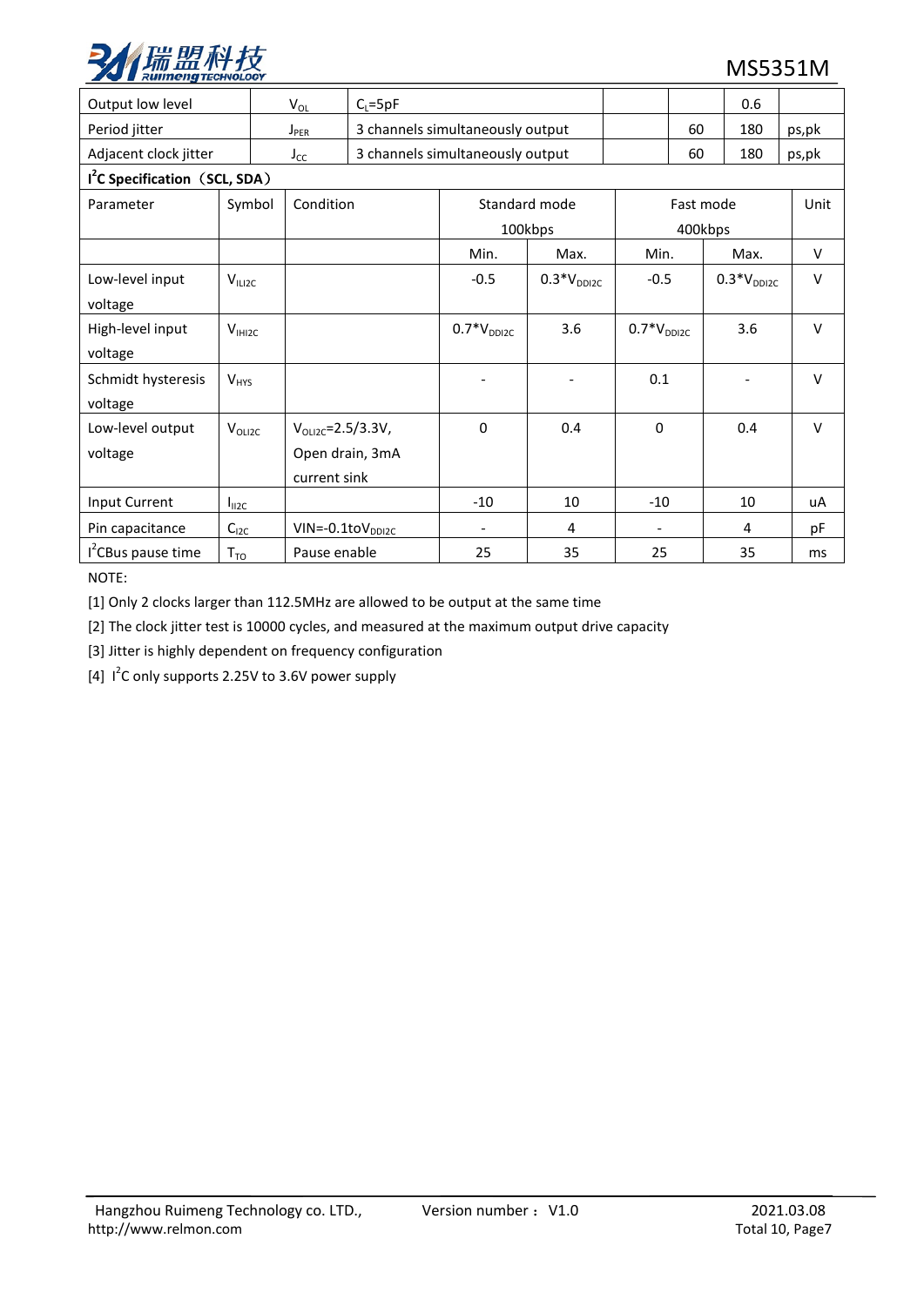| Output low level | $V_{OL}$ | $C_L$=5pF | | | 0.6 | |
|---|---|---|---|---|---|---|
| Period jitter | $J_{PER}$ | 3 channels simultaneously output | | 60 | 180 | ps,pk |
| Adjacent clock jitter | $J_{CC}$ | 3 channels simultaneously output | | 60 | 180 | ps,pk |

**$I^2C$ Specification（SCL, SDA）**

| Parameter | Symbol | Condition | Standard mode 100kbps | | Fast mode 400kbps | | Unit |
|---|---|---|---|---|---|---|---|
| | | | Min. | Max. | Min. | Max. | V |
| Low-level input voltage | $V_{ILI2C}$ | | -0.5 | $0.3*V_{DDI2C}$ | -0.5 | $0.3*V_{DDI2C}$ | V |
| High-level input voltage | $V_{IHI2C}$ | | $0.7*V_{DDI2C}$ | 3.6 | $0.7*V_{DDI2C}$ | 3.6 | V |
| Schmidt hysteresis voltage | $V_{HYS}$ | | - | - | 0.1 | - | V |
| Low-level output voltage | $V_{OLI2C}$ | $V_{OLI2C}$=2.5/3.3V, Open drain, 3mA current sink | 0 | 0.4 | 0 | 0.4 | V |
| Input Current | $I_{II2C}$ | | -10 | 10 | -10 | 10 | uA |
| Pin capacitance | $C_{I2C}$ | VIN=-0.1to$V_{DDI2C}$ | - | 4 | - | 4 | pF |
| $I^2C$Bus pause time | $T_{TO}$ | Pause enable | 25 | 35 | 25 | 35 | ms |

NOTE:

[1] Only 2 clocks larger than 112.5MHz are allowed to be output at the same time

[2] The clock jitter test is 10000 cycles, and measured at the maximum output drive capacity

[3] Jitter is highly dependent on frequency configuration

[4] $I^2C$ only supports 2.25V to 3.6V power supply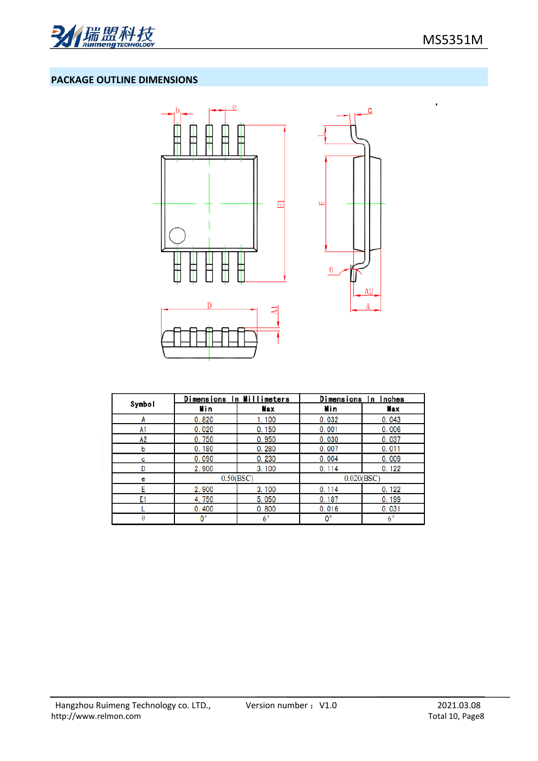## PACKAGE OUTLINE DIMENSIONS

| Symbol | Dimensions In Millimeters | | Dimensions In Inches | |
|---|---|---|---|---|
| | Min | Max | Min | Max |
| A | 0.820 | 1.100 | 0.032 | 0.043 |
| A1 | 0.020 | 0.150 | 0.001 | 0.006 |
| A2 | 0.750 | 0.950 | 0.030 | 0.037 |
| b | 0.180 | 0.280 | 0.007 | 0.011 |
| c | 0.090 | 0.230 | 0.004 | 0.009 |
| D | 2.900 | 3.100 | 0.114 | 0.122 |
| e | 0.50(BSC) | | 0.020(BSC) | |
| E | 2.900 | 3.100 | 0.114 | 0.122 |
| E1 | 4.750 | 5.050 | 0.187 | 0.199 |
| L | 0.400 | 0.800 | 0.016 | 0.031 |
| θ | 0° | 6° | 0° | 6° |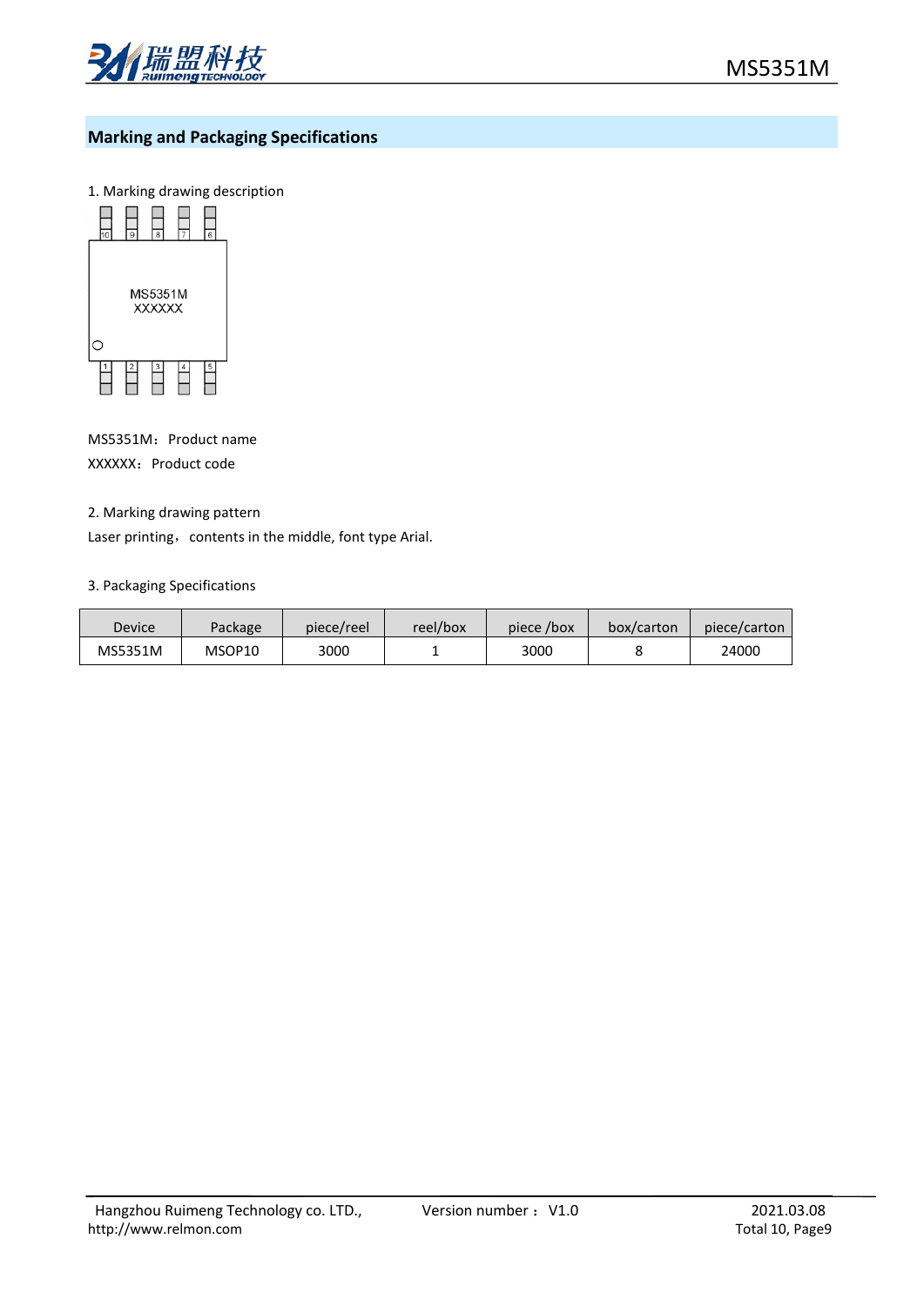## Marking and Packaging Specifications

1. Marking drawing description

MS5351M
XXXXXX

MS5351M：Product name

XXXXXX：Product code

2. Marking drawing pattern

Laser printing，contents in the middle, font type Arial.

3. Packaging Specifications

| Device | Package | piece/reel | reel/box | piece /box | box/carton | piece/carton |
|---|---|---|---|---|---|---|
| MS5351M | MSOP10 | 3000 | 1 | 3000 | 8 | 24000 |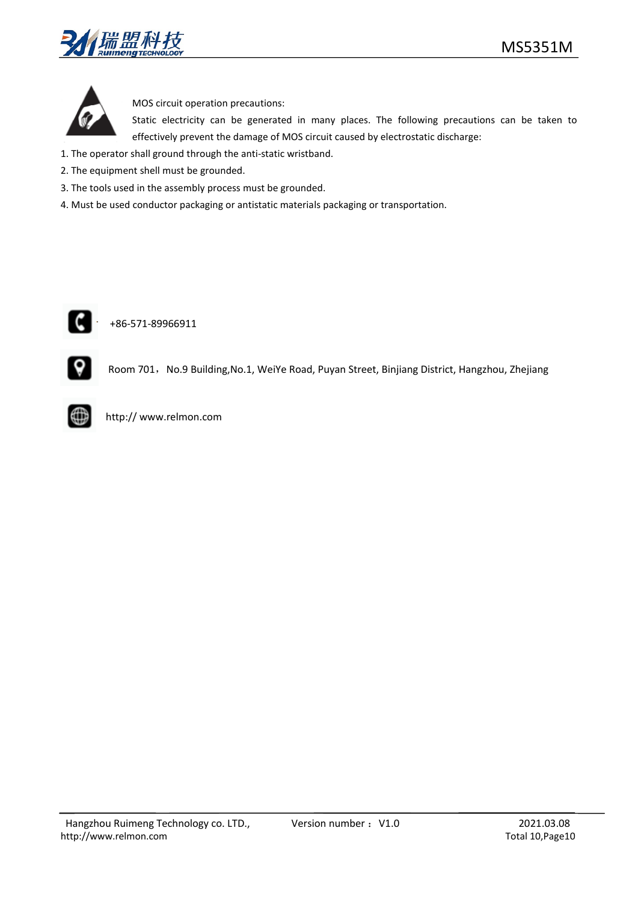MOS circuit operation precautions:

Static electricity can be generated in many places. The following precautions can be taken to effectively prevent the damage of MOS circuit caused by electrostatic discharge:

1. The operator shall ground through the anti-static wristband.
2. The equipment shell must be grounded.
3. The tools used in the assembly process must be grounded.
4. Must be used conductor packaging or antistatic materials packaging or transportation.

+86-571-89966911

Room 701，No.9 Building,No.1, WeiYe Road, Puyan Street, Binjiang District, Hangzhou, Zhejiang

http:// www.relmon.com